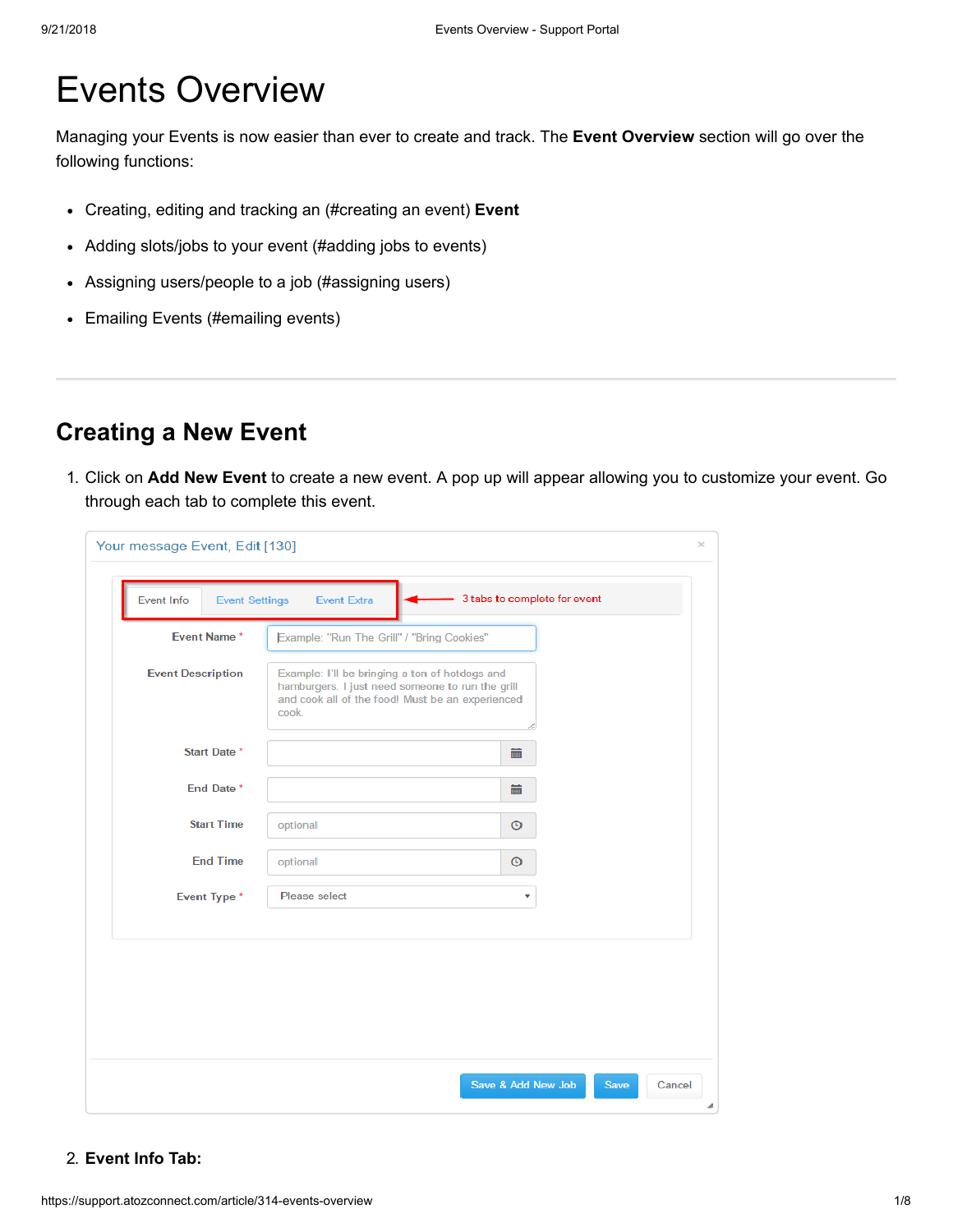# Events Overview

Managing your Events is now easier than ever to create and track. The **Event Overview** section will go over the following functions:

- Creating, editing and tracking an (#creating an event) **Event**
- Adding slots/jobs to your event (#adding jobs to events)
- Assigning users/people to a job (#assigning users)
- Emailing Events (#emailing events)

---

## Creating a New Event

1. Click on **Add New Event** to create a new event. A pop up will appear allowing you to customize your event. Go through each tab to complete this event.

2. **Event Info Tab:**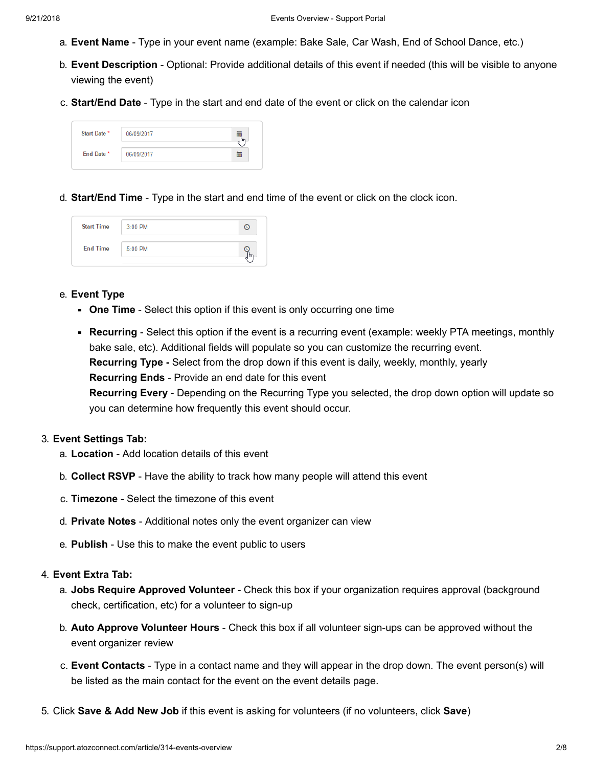a. **Event Name** - Type in your event name (example: Bake Sale, Car Wash, End of School Dance, etc.)

b. **Event Description** - Optional: Provide additional details of this event if needed (this will be visible to anyone viewing the event)

c. **Start/End Date** - Type in the start and end date of the event or click on the calendar icon

Start Date * 06/09/2017
End Date * 06/09/2017

d. **Start/End Time** - Type in the start and end time of the event or click on the clock icon.

Start Time 3:00 PM
End Time 5:00 PM

e. **Event Type**

- **One Time** - Select this option if this event is only occurring one time
- **Recurring** - Select this option if the event is a recurring event (example: weekly PTA meetings, monthly bake sale, etc). Additional fields will populate so you can customize the recurring event.
  **Recurring Type -** Select from the drop down if this event is daily, weekly, monthly, yearly
  **Recurring Ends** - Provide an end date for this event
  **Recurring Every** - Depending on the Recurring Type you selected, the drop down option will update so you can determine how frequently this event should occur.

3. **Event Settings Tab:**
   a. **Location** - Add location details of this event

   b. **Collect RSVP** - Have the ability to track how many people will attend this event

   c. **Timezone** - Select the timezone of this event

   d. **Private Notes** - Additional notes only the event organizer can view

   e. **Publish** - Use this to make the event public to users

4. **Event Extra Tab:**
   a. **Jobs Require Approved Volunteer** - Check this box if your organization requires approval (background check, certification, etc) for a volunteer to sign-up

   b. **Auto Approve Volunteer Hours** - Check this box if all volunteer sign-ups can be approved without the event organizer review

   c. **Event Contacts** - Type in a contact name and they will appear in the drop down. The event person(s) will be listed as the main contact for the event on the event details page.

5. Click **Save & Add New Job** if this event is asking for volunteers (if no volunteers, click **Save**)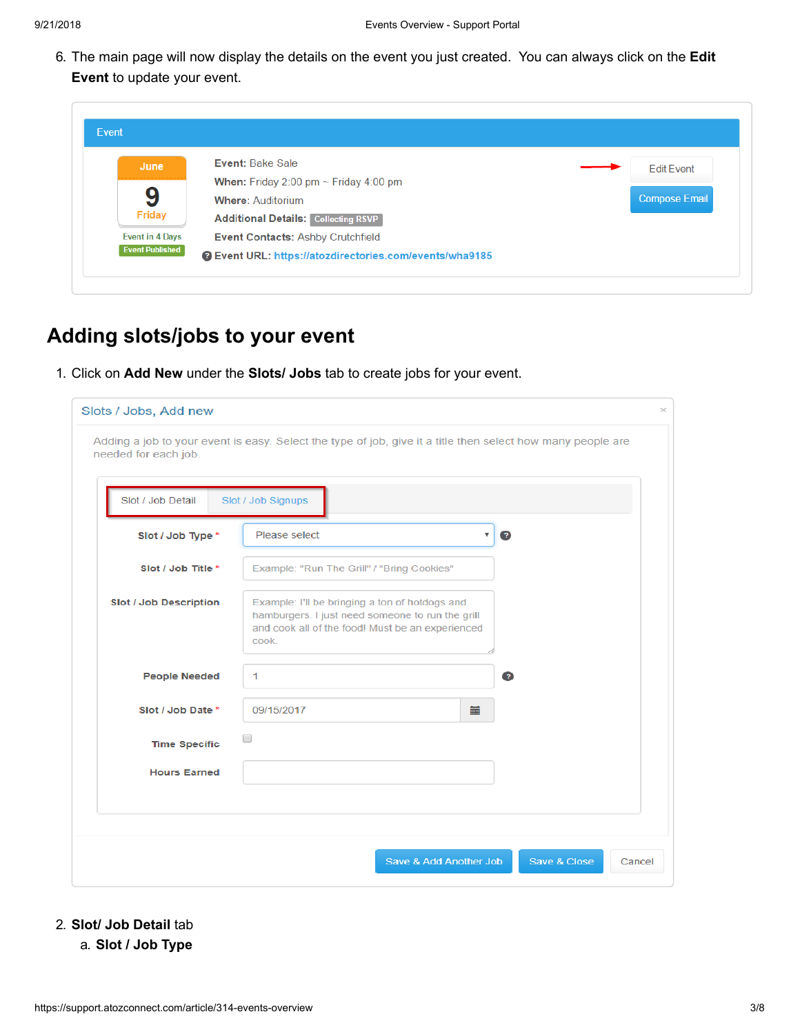6. The main page will now display the details on the event you just created. You can always click on the **Edit Event** to update your event.

Event

June
9
Friday
Event in 4 Days
Event Published

**Event:** Bake Sale
**When:** Friday 2:00 pm ~ Friday 4:00 pm
**Where:** Auditorium
**Additional Details:** Collecting RSVP
**Event Contacts:** Ashby Crutchfield
**Event URL:** https://atozdirectories.com/events/wha9185

Edit Event
Compose Email

## Adding slots/jobs to your event

1. Click on **Add New** under the **Slots/ Jobs** tab to create jobs for your event.

Slots / Jobs, Add new

Adding a job to your event is easy. Select the type of job, give it a title then select how many people are needed for each job.

Slot / Job Detail | Slot / Job Signups

Slot / Job Type * Please select
Slot / Job Title * Example: "Run The Grill" / "Bring Cookies"
Slot / Job Description Example: I'll be bringing a ton of hotdogs and hamburgers. I just need someone to run the grill and cook all of the food! Must be an experienced cook.
People Needed 1
Slot / Job Date * 09/15/2017
Time Specific
Hours Earned

Save & Add Another Job | Save & Close | Cancel

2. **Slot/ Job Detail** tab
   a. **Slot / Job Type**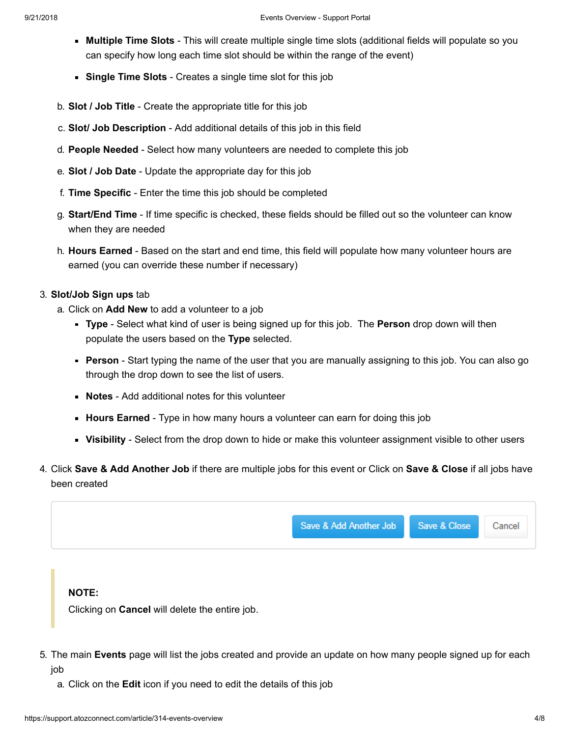- **Multiple Time Slots** - This will create multiple single time slots (additional fields will populate so you can specify how long each time slot should be within the range of the event)
- **Single Time Slots** - Creates a single time slot for this job

b. **Slot / Job Title** - Create the appropriate title for this job

c. **Slot/ Job Description** - Add additional details of this job in this field

d. **People Needed** - Select how many volunteers are needed to complete this job

e. **Slot / Job Date** - Update the appropriate day for this job

f. **Time Specific** - Enter the time this job should be completed

g. **Start/End Time** - If time specific is checked, these fields should be filled out so the volunteer can know when they are needed

h. **Hours Earned** - Based on the start and end time, this field will populate how many volunteer hours are earned (you can override these number if necessary)

3. **Slot/Job Sign ups** tab
   a. Click on **Add New** to add a volunteer to a job
      - **Type** - Select what kind of user is being signed up for this job. The **Person** drop down will then populate the users based on the **Type** selected.
      - **Person** - Start typing the name of the user that you are manually assigning to this job. You can also go through the drop down to see the list of users.
      - **Notes** - Add additional notes for this volunteer
      - **Hours Earned** - Type in how many hours a volunteer can earn for doing this job
      - **Visibility** - Select from the drop down to hide or make this volunteer assignment visible to other users

4. Click **Save & Add Another Job** if there are multiple jobs for this event or Click on **Save & Close** if all jobs have been created

Save & Add Another Job    Save & Close    Cancel

> **NOTE:**
>
> Clicking on **Cancel** will delete the entire job.

5. The main **Events** page will list the jobs created and provide an update on how many people signed up for each job
   a. Click on the **Edit** icon if you need to edit the details of this job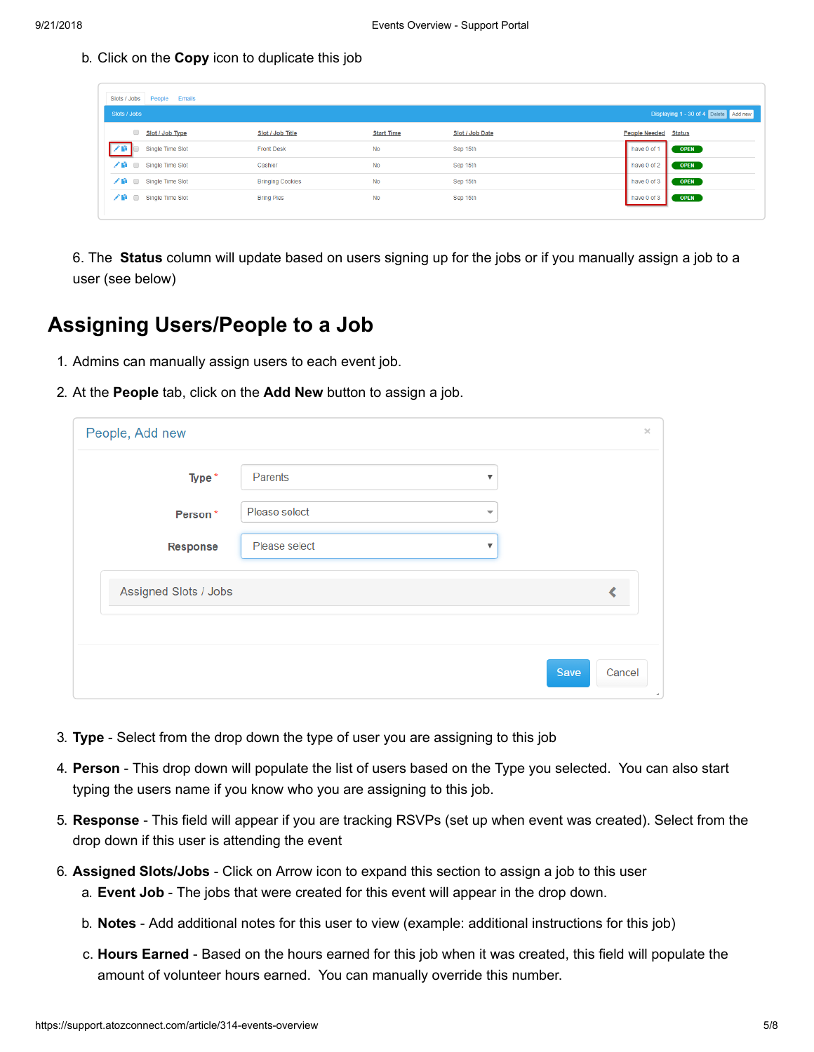b. Click on the **Copy** icon to duplicate this job

6. The **Status** column will update based on users signing up for the jobs or if you manually assign a job to a user (see below)

## Assigning Users/People to a Job

1. Admins can manually assign users to each event job.
2. At the **People** tab, click on the **Add New** button to assign a job.

3. **Type** - Select from the drop down the type of user you are assigning to this job
4. **Person** - This drop down will populate the list of users based on the Type you selected. You can also start typing the users name if you know who you are assigning to this job.
5. **Response** - This field will appear if you are tracking RSVPs (set up when event was created). Select from the drop down if this user is attending the event
6. **Assigned Slots/Jobs** - Click on Arrow icon to expand this section to assign a job to this user
   a. **Event Job** - The jobs that were created for this event will appear in the drop down.
   b. **Notes** - Add additional notes for this user to view (example: additional instructions for this job)
   c. **Hours Earned** - Based on the hours earned for this job when it was created, this field will populate the amount of volunteer hours earned. You can manually override this number.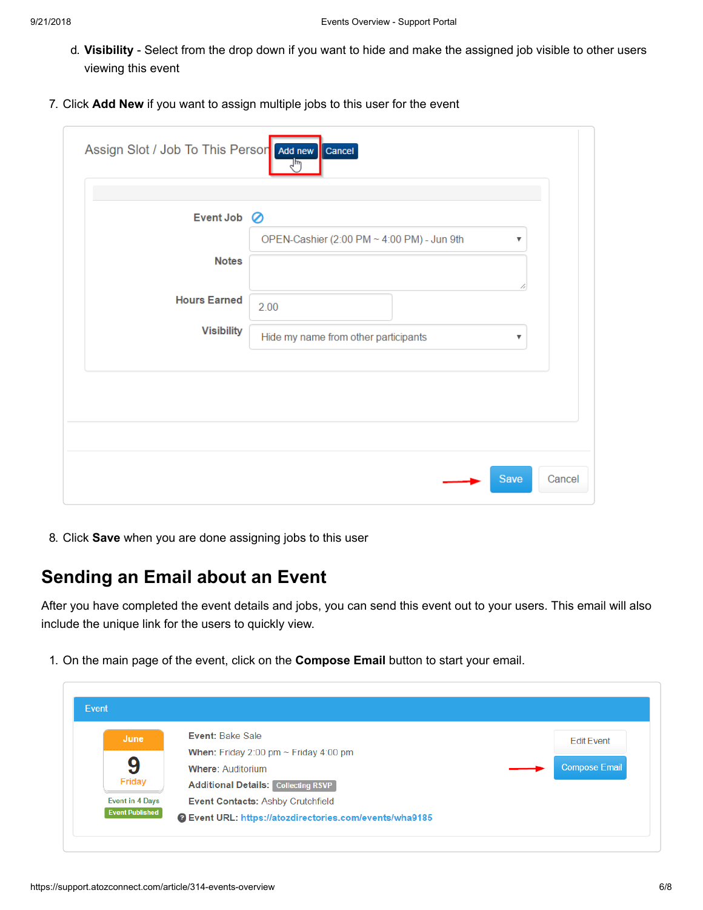d. **Visibility** - Select from the drop down if you want to hide and make the assigned job visible to other users viewing this event

7. Click **Add New** if you want to assign multiple jobs to this user for the event

Assign Slot / Job To This Person Add new Cancel

Event Job

OPEN-Cashier (2:00 PM ~ 4:00 PM) - Jun 9th

Notes

Hours Earned 2.00

Visibility Hide my name from other participants

Save Cancel

8. Click **Save** when you are done assigning jobs to this user

## Sending an Email about an Event

After you have completed the event details and jobs, you can send this event out to your users. This email will also include the unique link for the users to quickly view.

1. On the main page of the event, click on the **Compose Email** button to start your email.

Event

June 9 Friday

Event in 4 Days

Event Published

**Event:** Bake Sale

**When:** Friday 2:00 pm ~ Friday 4:00 pm

**Where:** Auditorium

**Additional Details:** Collecting RSVP

**Event Contacts:** Ashby Crutchfield

**Event URL:** https://atozdirectories.com/events/wha9185

Edit Event

Compose Email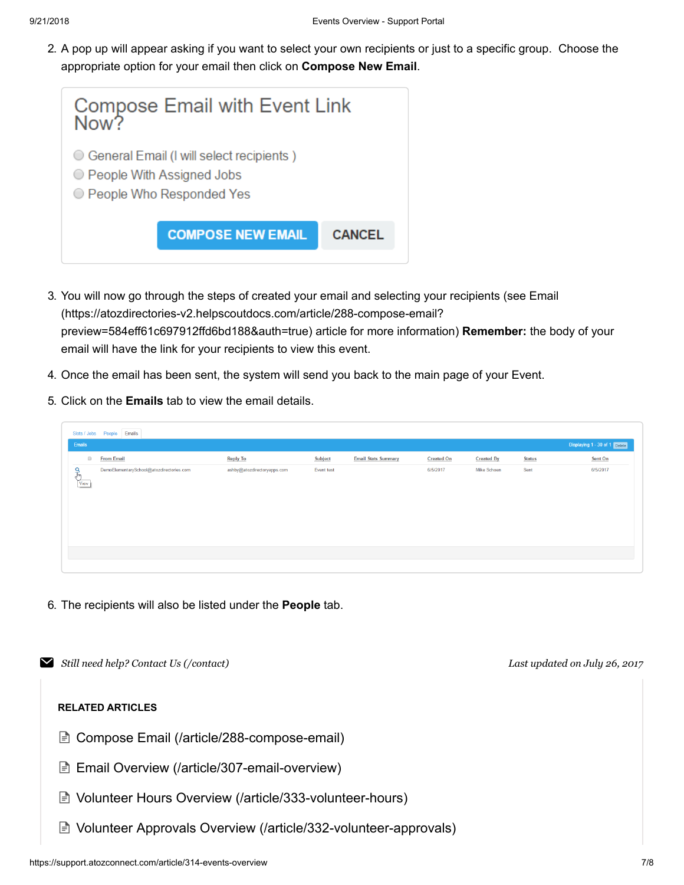2. A pop up will appear asking if you want to select your own recipients or just to a specific group. Choose the appropriate option for your email then click on **Compose New Email**.

Compose Email with Event Link Now?

- General Email (I will select recipients )
- People With Assigned Jobs
- People Who Responded Yes

COMPOSE NEW EMAIL CANCEL

3. You will now go through the steps of created your email and selecting your recipients (see Email (https://atozdirectories-v2.helpscoutdocs.com/article/288-compose-email?preview=584eff61c697912ffd6bd188&auth=true) article for more information) **Remember:** the body of your email will have the link for your recipients to view this event.
4. Once the email has been sent, the system will send you back to the main page of your Event.
5. Click on the **Emails** tab to view the email details.

Slots / Jobs People Emails

Emails

Displaying 1 - 30 of 1 Delete

| | From Email | Reply To | Subject | Email Stats Summary | Created On | Created By | Status | Sent On |
|---|---|---|---|---|---|---|---|---|
| View | DemoElementarySchool@atozdirectories.com | ashby@atozdirectoryapps.com | Event test | | 6/5/2017 | Mike Schoen | Sent | 6/5/2017 |

6. The recipients will also be listed under the **People** tab.

*Still need help? Contact Us (/contact)*

*Last updated on July 26, 2017*

**RELATED ARTICLES**

- Compose Email (/article/288-compose-email)
- Email Overview (/article/307-email-overview)
- Volunteer Hours Overview (/article/333-volunteer-hours)
- Volunteer Approvals Overview (/article/332-volunteer-approvals)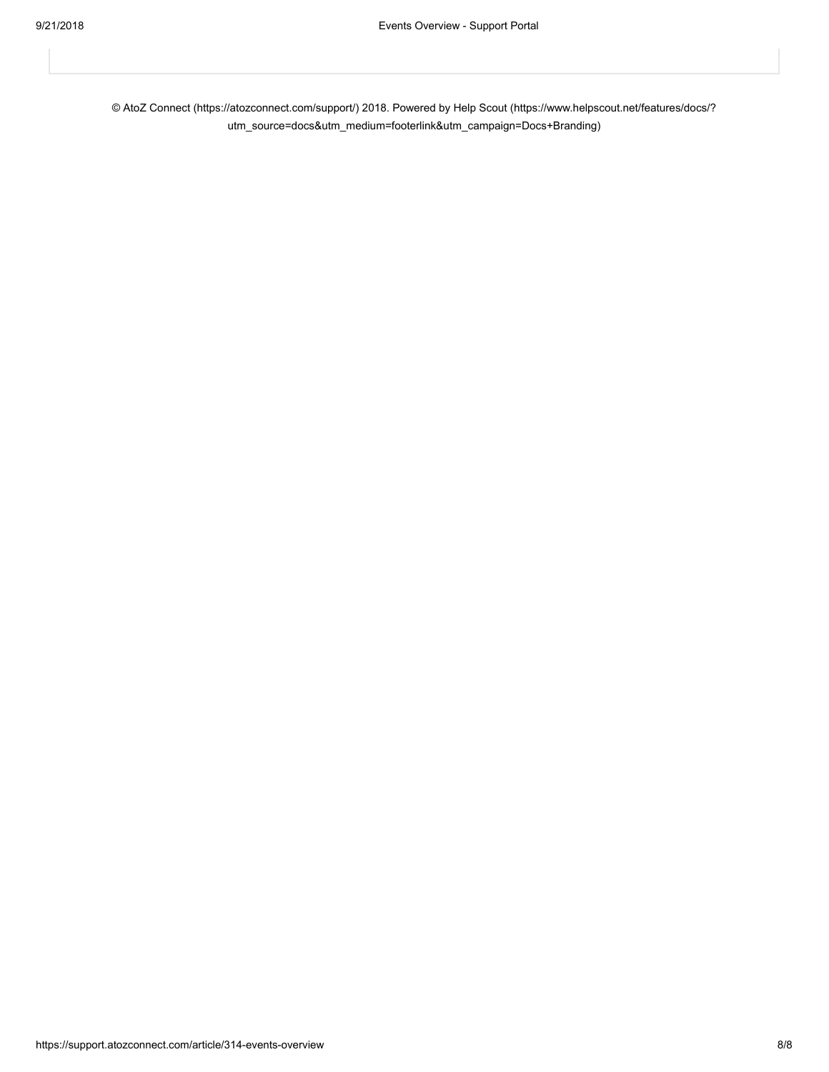© AtoZ Connect (https://atozconnect.com/support/) 2018. Powered by Help Scout (https://www.helpscout.net/features/docs/?utm_source=docs&utm_medium=footerlink&utm_campaign=Docs+Branding)